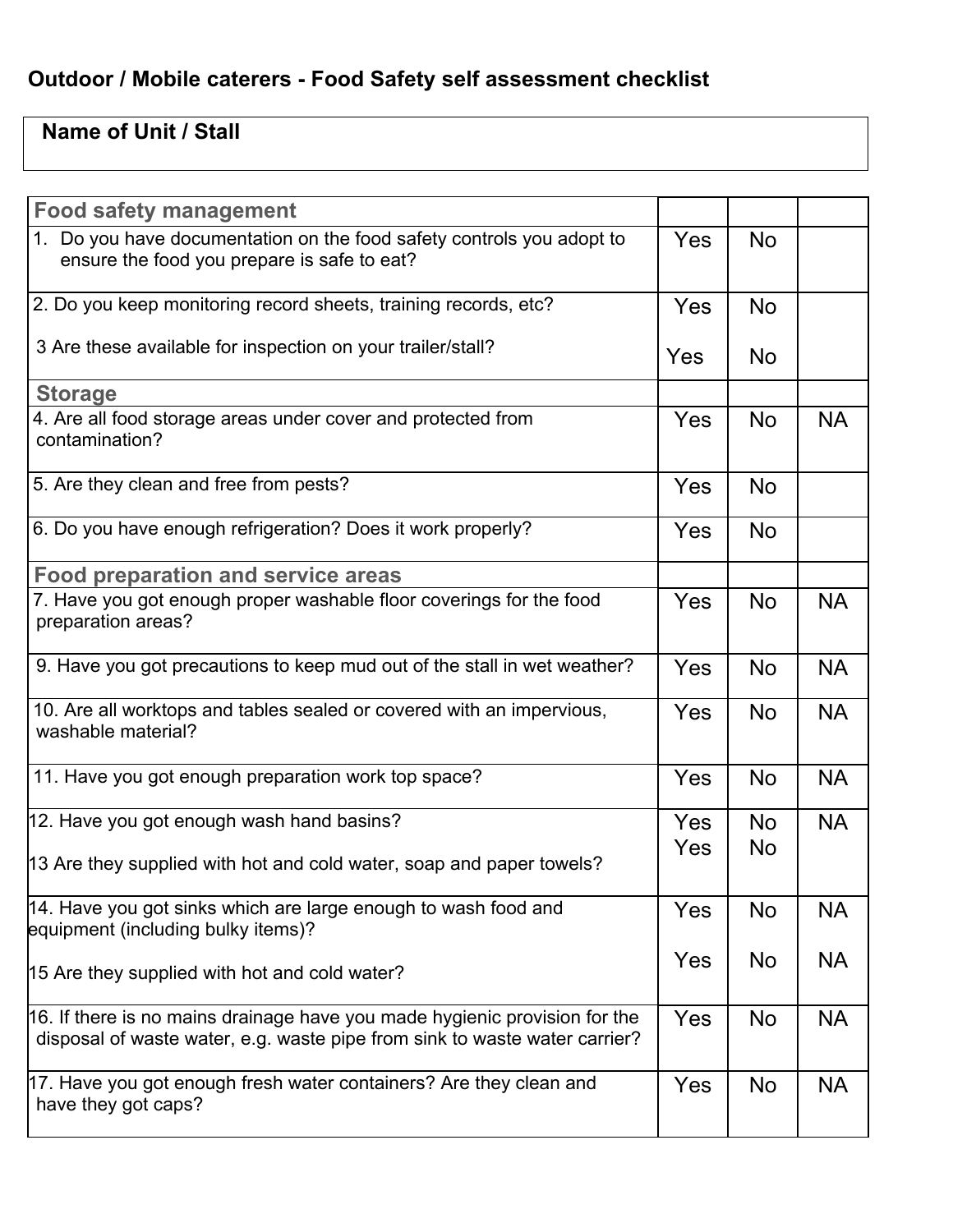# Outdoor / Mobile caterers - Food Safety self assessment checklist

| Name of Unit / Stall |
|---|
| |

| Food safety management | | | |
|---|---|---|---|
| 1. Do you have documentation on the food safety controls you adopt to ensure the food you prepare is safe to eat? | Yes | No | |
| 2. Do you keep monitoring record sheets, training records, etc?<br><br>3 Are these available for inspection on your trailer/stall? | Yes<br><br>Yes | No<br><br>No | |
| **Storage** | | | |
| 4. Are all food storage areas under cover and protected from contamination? | Yes | No | NA |
| 5. Are they clean and free from pests? | Yes | No | |
| 6. Do you have enough refrigeration? Does it work properly? | Yes | No | |
| **Food preparation and service areas** | | | |
| 7. Have you got enough proper washable floor coverings for the food preparation areas? | Yes | No | NA |
| 9. Have you got precautions to keep mud out of the stall in wet weather? | Yes | No | NA |
| 10. Are all worktops and tables sealed or covered with an impervious, washable material? | Yes | No | NA |
| 11. Have you got enough preparation work top space? | Yes | No | NA |
| 12. Have you got enough wash hand basins?<br><br>13 Are they supplied with hot and cold water, soap and paper towels? | Yes<br>Yes | No<br>No | NA |
| 14. Have you got sinks which are large enough to wash food and equipment (including bulky items)?<br><br>15 Are they supplied with hot and cold water? | Yes<br><br>Yes | No<br><br>No | NA<br><br>NA |
| 16. If there is no mains drainage have you made hygienic provision for the disposal of waste water, e.g. waste pipe from sink to waste water carrier? | Yes | No | NA |
| 17. Have you got enough fresh water containers? Are they clean and have they got caps? | Yes | No | NA |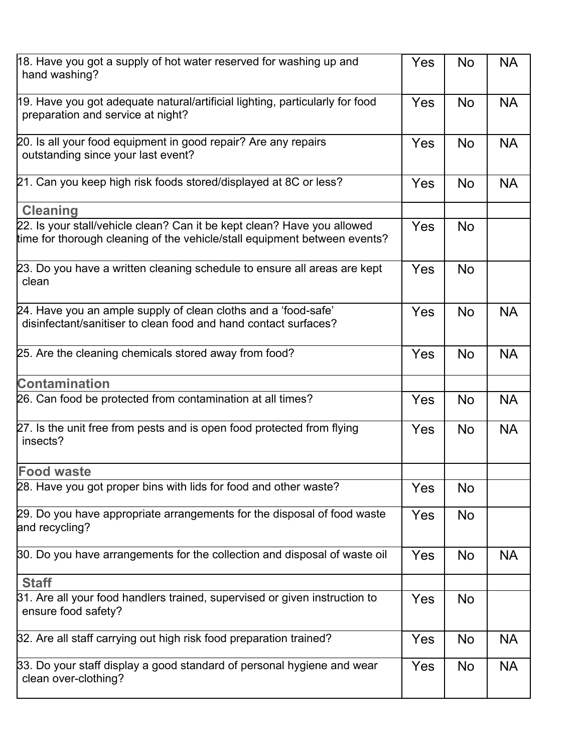| | | | |
|---|---|---|---|
| 18. Have you got a supply of hot water reserved for washing up and hand washing? | Yes | No | NA |
| 19. Have you got adequate natural/artificial lighting, particularly for food preparation and service at night? | Yes | No | NA |
| 20. Is all your food equipment in good repair? Are any repairs outstanding since your last event? | Yes | No | NA |
| 21. Can you keep high risk foods stored/displayed at 8C or less? | Yes | No | NA |
| **Cleaning** | | | |
| 22. Is your stall/vehicle clean? Can it be kept clean? Have you allowed time for thorough cleaning of the vehicle/stall equipment between events? | Yes | No | |
| 23. Do you have a written cleaning schedule to ensure all areas are kept clean | Yes | No | |
| 24. Have you an ample supply of clean cloths and a 'food-safe' disinfectant/sanitiser to clean food and hand contact surfaces? | Yes | No | NA |
| 25. Are the cleaning chemicals stored away from food? | Yes | No | NA |
| **Contamination** | | | |
| 26. Can food be protected from contamination at all times? | Yes | No | NA |
| 27. Is the unit free from pests and is open food protected from flying insects? | Yes | No | NA |
| **Food waste** | | | |
| 28. Have you got proper bins with lids for food and other waste? | Yes | No | |
| 29. Do you have appropriate arrangements for the disposal of food waste and recycling? | Yes | No | |
| 30. Do you have arrangements for the collection and disposal of waste oil | Yes | No | NA |
| **Staff** | | | |
| 31. Are all your food handlers trained, supervised or given instruction to ensure food safety? | Yes | No | |
| 32. Are all staff carrying out high risk food preparation trained? | Yes | No | NA |
| 33. Do your staff display a good standard of personal hygiene and wear clean over-clothing? | Yes | No | NA |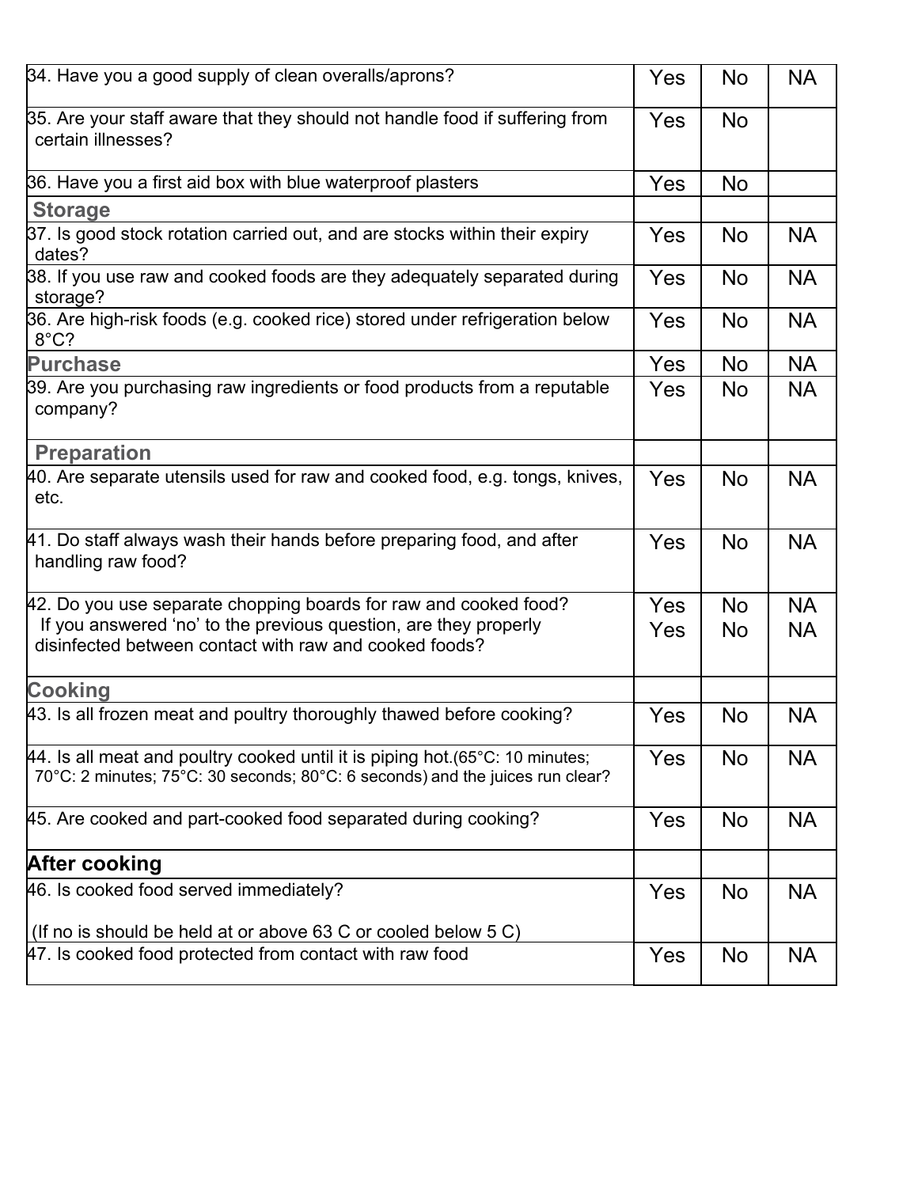| | | | |
|---|---|---|---|
| 34. Have you a good supply of clean overalls/aprons? | Yes | No | NA |
| 35. Are your staff aware that they should not handle food if suffering from certain illnesses? | Yes | No | |
| 36. Have you a first aid box with blue waterproof plasters | Yes | No | |
| **Storage** | | | |
| 37. Is good stock rotation carried out, and are stocks within their expiry dates? | Yes | No | NA |
| 38. If you use raw and cooked foods are they adequately separated during storage? | Yes | No | NA |
| 36. Are high-risk foods (e.g. cooked rice) stored under refrigeration below 8°C? | Yes | No | NA |
| **Purchase** | Yes | No | NA |
| 39. Are you purchasing raw ingredients or food products from a reputable company? | Yes | No | NA |
| **Preparation** | | | |
| 40. Are separate utensils used for raw and cooked food, e.g. tongs, knives, etc. | Yes | No | NA |
| 41. Do staff always wash their hands before preparing food, and after handling raw food? | Yes | No | NA |
| 42. Do you use separate chopping boards for raw and cooked food? | Yes | No | NA |
| If you answered 'no' to the previous question, are they properly disinfected between contact with raw and cooked foods? | Yes | No | NA |
| **Cooking** | | | |
| 43. Is all frozen meat and poultry thoroughly thawed before cooking? | Yes | No | NA |
| 44. Is all meat and poultry cooked until it is piping hot.(65°C: 10 minutes; 70°C: 2 minutes; 75°C: 30 seconds; 80°C: 6 seconds) and the juices run clear? | Yes | No | NA |
| 45. Are cooked and part-cooked food separated during cooking? | Yes | No | NA |
| **After cooking** | | | |
| 46. Is cooked food served immediately? (If no is should be held at or above 63 C or cooled below 5 C) | Yes | No | NA |
| 47. Is cooked food protected from contact with raw food | Yes | No | NA |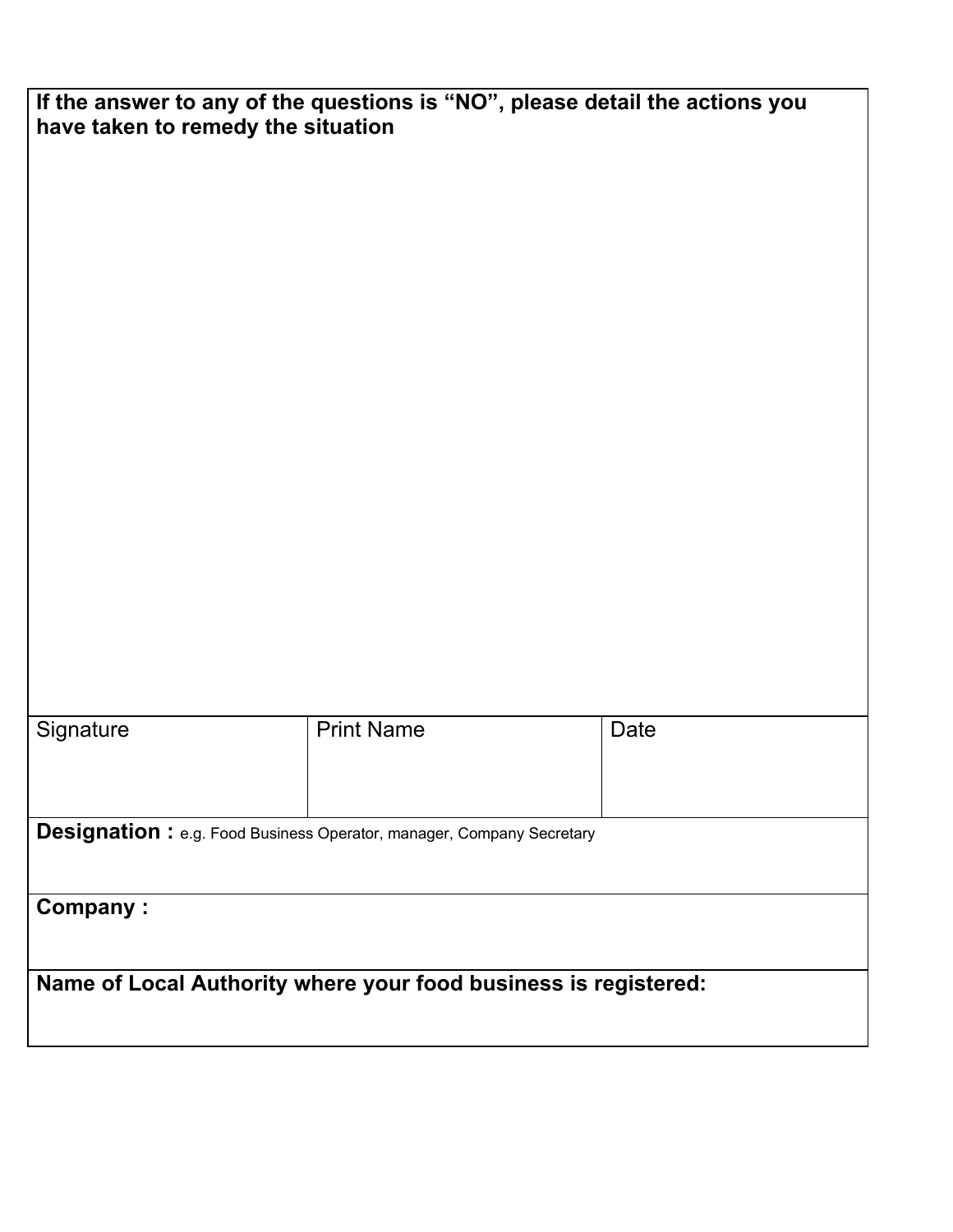**If the answer to any of the questions is "NO", please detail the actions you have taken to remedy the situation**

| Signature | Print Name | Date |
| --- | --- | --- |
| | | |

**Designation :** e.g. Food Business Operator, manager, Company Secretary

**Company :**

**Name of Local Authority where your food business is registered:**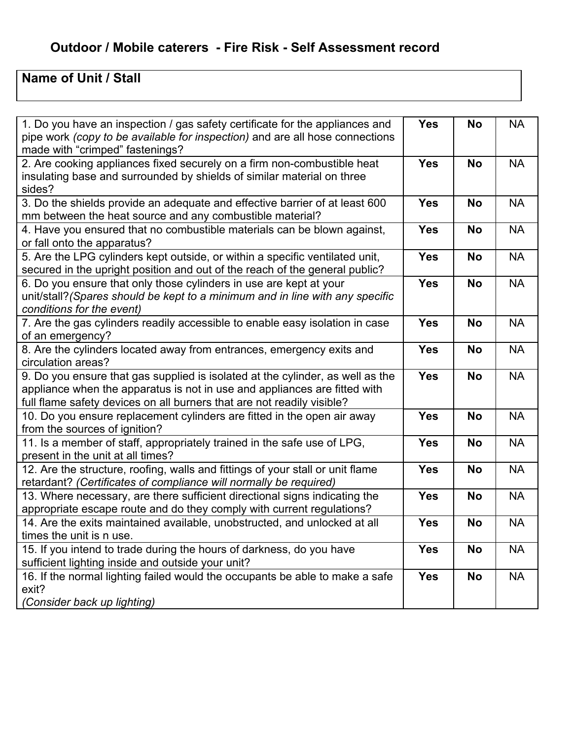## Outdoor / Mobile caterers - Fire Risk - Self Assessment record

| **Name of Unit / Stall** |
|---|
| |

| Question | | | |
|---|---|---|---|
| 1. Do you have an inspection / gas safety certificate for the appliances and pipe work *(copy to be available for inspection)* and are all hose connections made with "crimped" fastenings? | **Yes** | **No** | NA |
| 2. Are cooking appliances fixed securely on a firm non-combustible heat insulating base and surrounded by shields of similar material on three sides? | **Yes** | **No** | NA |
| 3. Do the shields provide an adequate and effective barrier of at least 600 mm between the heat source and any combustible material? | **Yes** | **No** | NA |
| 4. Have you ensured that no combustible materials can be blown against, or fall onto the apparatus? | **Yes** | **No** | NA |
| 5. Are the LPG cylinders kept outside, or within a specific ventilated unit, secured in the upright position and out of the reach of the general public? | **Yes** | **No** | NA |
| 6. Do you ensure that only those cylinders in use are kept at your unit/stall?*(Spares should be kept to a minimum and in line with any specific conditions for the event)* | **Yes** | **No** | NA |
| 7. Are the gas cylinders readily accessible to enable easy isolation in case of an emergency? | **Yes** | **No** | NA |
| 8. Are the cylinders located away from entrances, emergency exits and circulation areas? | **Yes** | **No** | NA |
| 9. Do you ensure that gas supplied is isolated at the cylinder, as well as the appliance when the apparatus is not in use and appliances are fitted with full flame safety devices on all burners that are not readily visible? | **Yes** | **No** | NA |
| 10. Do you ensure replacement cylinders are fitted in the open air away from the sources of ignition? | **Yes** | **No** | NA |
| 11. Is a member of staff, appropriately trained in the safe use of LPG, present in the unit at all times? | **Yes** | **No** | NA |
| 12. Are the structure, roofing, walls and fittings of your stall or unit flame retardant? *(Certificates of compliance will normally be required)* | **Yes** | **No** | NA |
| 13. Where necessary, are there sufficient directional signs indicating the appropriate escape route and do they comply with current regulations? | **Yes** | **No** | NA |
| 14. Are the exits maintained available, unobstructed, and unlocked at all times the unit is n use. | **Yes** | **No** | NA |
| 15. If you intend to trade during the hours of darkness, do you have sufficient lighting inside and outside your unit? | **Yes** | **No** | NA |
| 16. If the normal lighting failed would the occupants be able to make a safe exit? *(Consider back up lighting)* | **Yes** | **No** | NA |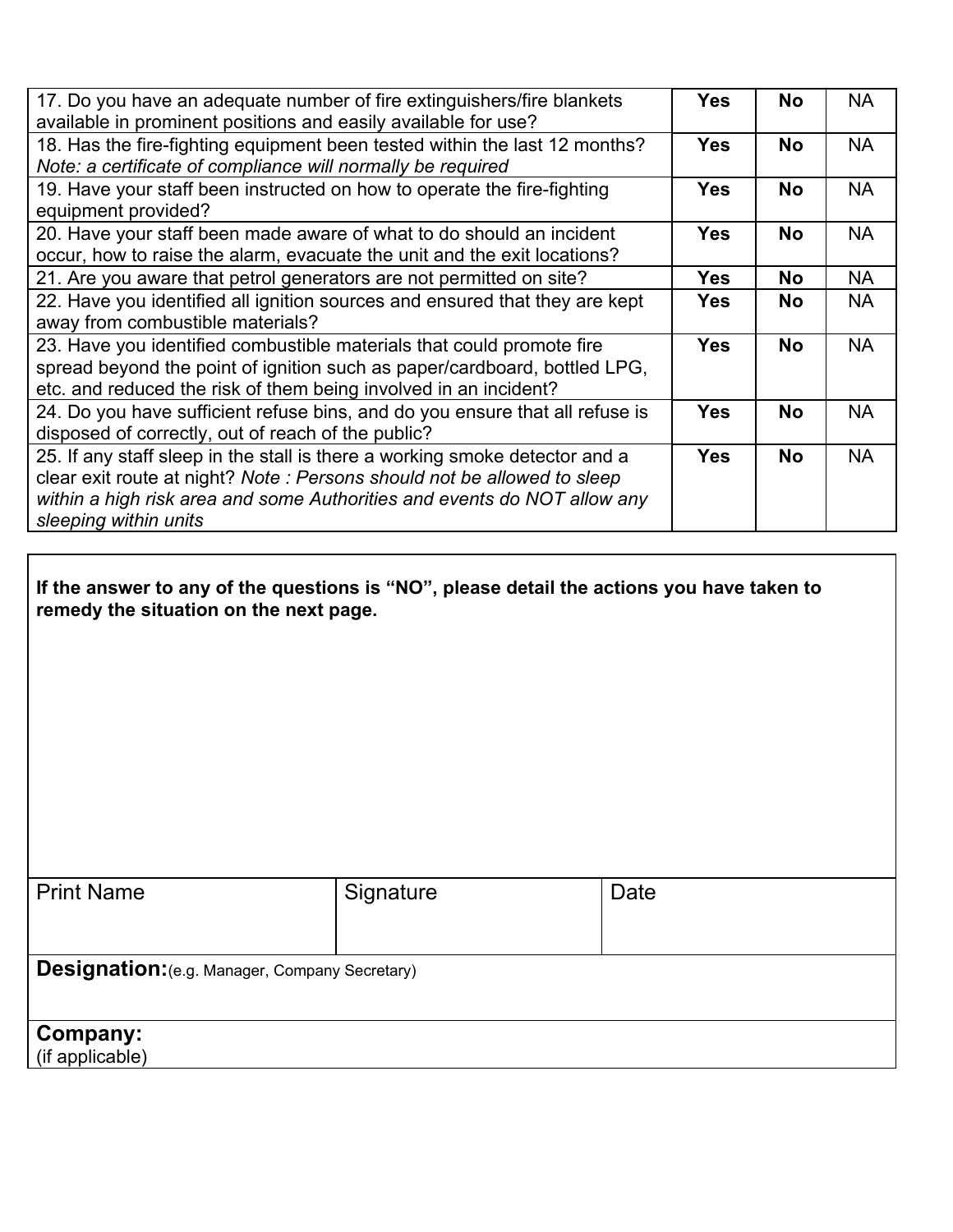| | | | |
|---|---|---|---|
| 17. Do you have an adequate number of fire extinguishers/fire blankets available in prominent positions and easily available for use? | **Yes** | **No** | NA |
| 18. Has the fire-fighting equipment been tested within the last 12 months? *Note: a certificate of compliance will normally be required* | **Yes** | **No** | NA |
| 19. Have your staff been instructed on how to operate the fire-fighting equipment provided? | **Yes** | **No** | NA |
| 20. Have your staff been made aware of what to do should an incident occur, how to raise the alarm, evacuate the unit and the exit locations? | **Yes** | **No** | NA |
| 21. Are you aware that petrol generators are not permitted on site? | **Yes** | **No** | NA |
| 22. Have you identified all ignition sources and ensured that they are kept away from combustible materials? | **Yes** | **No** | NA |
| 23. Have you identified combustible materials that could promote fire spread beyond the point of ignition such as paper/cardboard, bottled LPG, etc. and reduced the risk of them being involved in an incident? | **Yes** | **No** | NA |
| 24. Do you have sufficient refuse bins, and do you ensure that all refuse is disposed of correctly, out of reach of the public? | **Yes** | **No** | NA |
| 25. If any staff sleep in the stall is there a working smoke detector and a clear exit route at night? *Note : Persons should not be allowed to sleep within a high risk area and some Authorities and events do NOT allow any sleeping within units* | **Yes** | **No** | NA |

**If the answer to any of the questions is "NO", please detail the actions you have taken to remedy the situation on the next page.**

| Print Name | Signature | Date |
|---|---|---|
| | | |

**Designation:**(e.g. Manager, Company Secretary)

**Company:**
(if applicable)